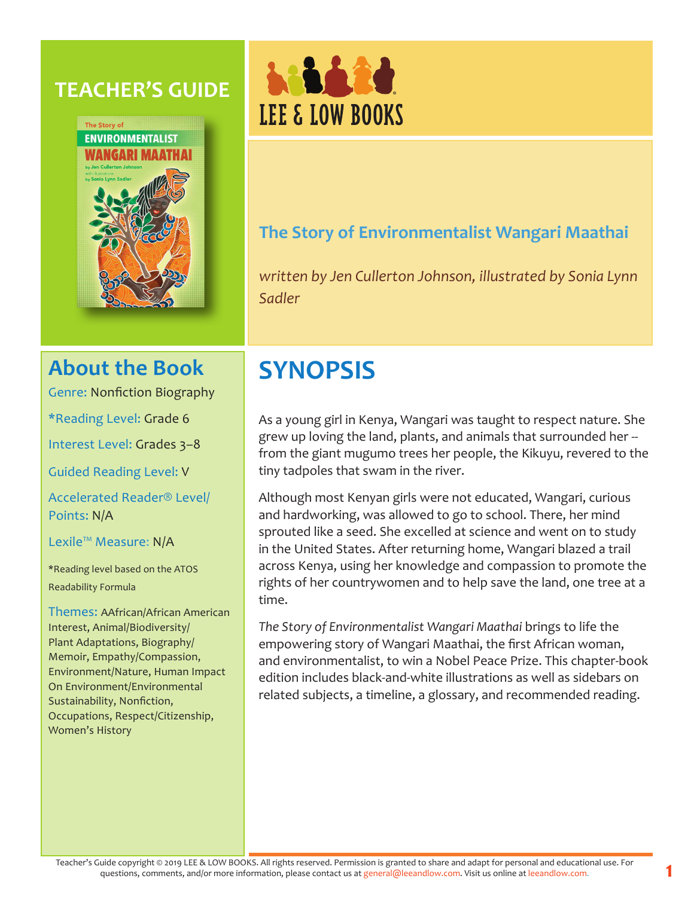# TEACHER'S GUIDE

LEE & LOW BOOKS

## The Story of Environmentalist Wangari Maathai

*written by Jen Cullerton Johnson, illustrated by Sonia Lynn Sadler*

## About the Book

Genre: Nonfiction Biography

*Reading Level: Grade 6

Interest Level: Grades 3–8

Guided Reading Level: V

Accelerated Reader® Level/ Points: N/A

Lexile™ Measure: N/A

*Reading level based on the ATOS Readability Formula

Themes: AAfrican/African American Interest, Animal/Biodiversity/ Plant Adaptations, Biography/ Memoir, Empathy/Compassion, Environment/Nature, Human Impact On Environment/Environmental Sustainability, Nonfiction, Occupations, Respect/Citizenship, Women's History

## SYNOPSIS

As a young girl in Kenya, Wangari was taught to respect nature. She grew up loving the land, plants, and animals that surrounded her -- from the giant mugumo trees her people, the Kikuyu, revered to the tiny tadpoles that swam in the river.

Although most Kenyan girls were not educated, Wangari, curious and hardworking, was allowed to go to school. There, her mind sprouted like a seed. She excelled at science and went on to study in the United States. After returning home, Wangari blazed a trail across Kenya, using her knowledge and compassion to promote the rights of her countrywomen and to help save the land, one tree at a time.

*The Story of Environmentalist Wangari Maathai* brings to life the empowering story of Wangari Maathai, the first African woman, and environmentalist, to win a Nobel Peace Prize. This chapter-book edition includes black-and-white illustrations as well as sidebars on related subjects, a timeline, a glossary, and recommended reading.

Teacher's Guide copyright © 2019 LEE & LOW BOOKS. All rights reserved. Permission is granted to share and adapt for personal and educational use. For questions, comments, and/or more information, please contact us at general@leeandlow.com. Visit us online at leeandlow.com.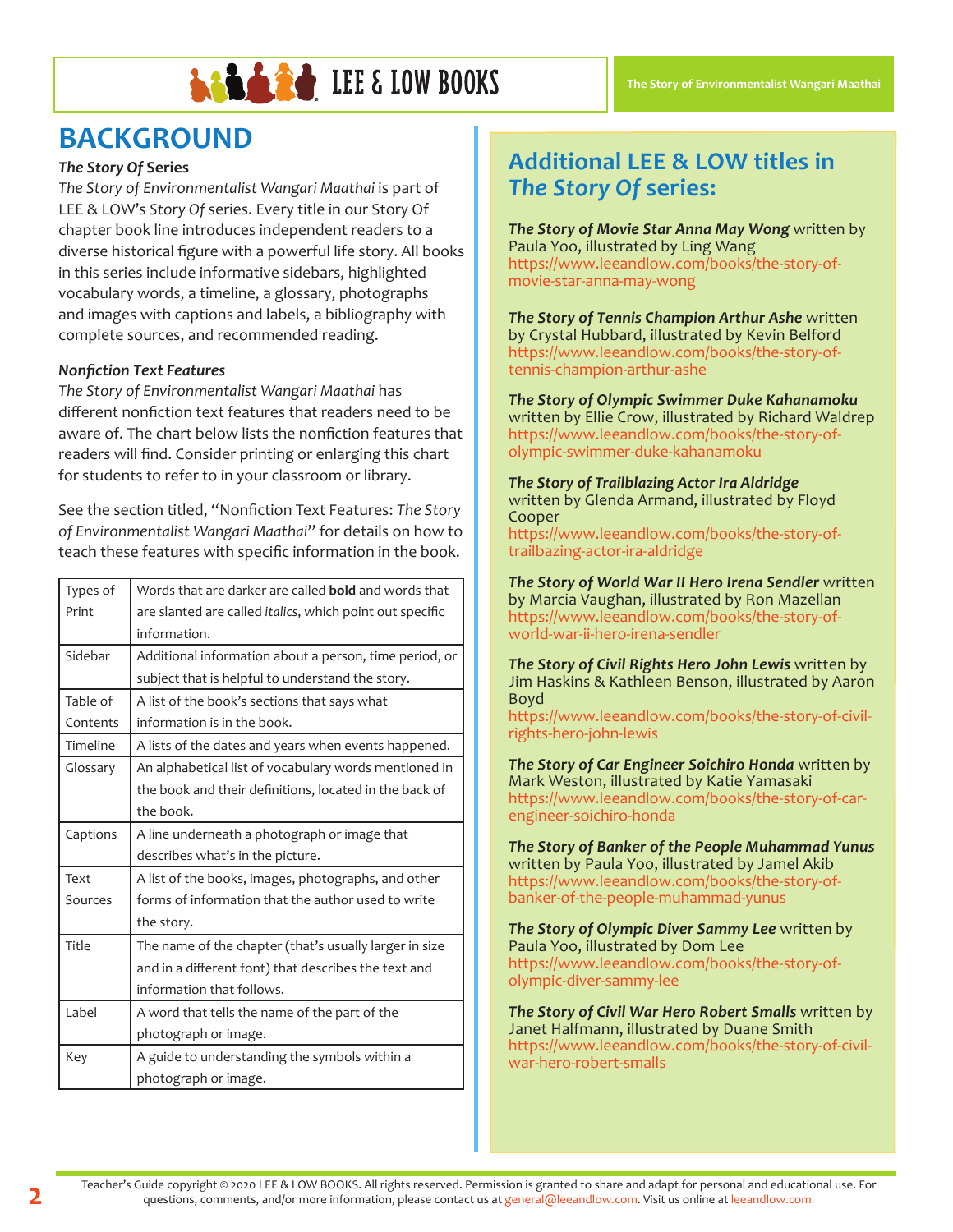## BACKGROUND

***The Story Of* Series**

*The Story of Environmentalist Wangari Maathai* is part of LEE & LOW's *Story Of* series. Every title in our Story Of chapter book line introduces independent readers to a diverse historical figure with a powerful life story. All books in this series include informative sidebars, highlighted vocabulary words, a timeline, a glossary, photographs and images with captions and labels, a bibliography with complete sources, and recommended reading.

***Nonfiction Text Features***

*The Story of Environmentalist Wangari Maathai* has different nonfiction text features that readers need to be aware of. The chart below lists the nonfiction features that readers will find. Consider printing or enlarging this chart for students to refer to in your classroom or library.

See the section titled, "Nonfiction Text Features: *The Story of Environmentalist Wangari Maathai*" for details on how to teach these features with specific information in the book.

| | |
|---|---|
| Types of Print | Words that are darker are called **bold** and words that are slanted are called *italics*, which point out specific information. |
| Sidebar | Additional information about a person, time period, or subject that is helpful to understand the story. |
| Table of Contents | A list of the book's sections that says what information is in the book. |
| Timeline | A lists of the dates and years when events happened. |
| Glossary | An alphabetical list of vocabulary words mentioned in the book and their definitions, located in the back of the book. |
| Captions | A line underneath a photograph or image that describes what's in the picture. |
| Text Sources | A list of the books, images, photographs, and other forms of information that the author used to write the story. |
| Title | The name of the chapter (that's usually larger in size and in a different font) that describes the text and information that follows. |
| Label | A word that tells the name of the part of the photograph or image. |
| Key | A guide to understanding the symbols within a photograph or image. |

## Additional LEE & LOW titles in *The Story Of* series:

***The Story of Movie Star Anna May Wong*** written by Paula Yoo, illustrated by Ling Wang
https://www.leeandlow.com/books/the-story-of-movie-star-anna-may-wong

***The Story of Tennis Champion Arthur Ashe*** written by Crystal Hubbard, illustrated by Kevin Belford
https://www.leeandlow.com/books/the-story-of-tennis-champion-arthur-ashe

***The Story of Olympic Swimmer Duke Kahanamoku*** written by Ellie Crow, illustrated by Richard Waldrep
https://www.leeandlow.com/books/the-story-of-olympic-swimmer-duke-kahanamoku

***The Story of Trailblazing Actor Ira Aldridge*** written by Glenda Armand, illustrated by Floyd Cooper
https://www.leeandlow.com/books/the-story-of-trailbazing-actor-ira-aldridge

***The Story of World War II Hero Irena Sendler*** written by Marcia Vaughan, illustrated by Ron Mazellan
https://www.leeandlow.com/books/the-story-of-world-war-ii-hero-irena-sendler

***The Story of Civil Rights Hero John Lewis*** written by Jim Haskins & Kathleen Benson, illustrated by Aaron Boyd
https://www.leeandlow.com/books/the-story-of-civil-rights-hero-john-lewis

***The Story of Car Engineer Soichiro Honda*** written by Mark Weston, illustrated by Katie Yamasaki
https://www.leeandlow.com/books/the-story-of-car-engineer-soichiro-honda

***The Story of Banker of the People Muhammad Yunus*** written by Paula Yoo, illustrated by Jamel Akib
https://www.leeandlow.com/books/the-story-of-banker-of-the-people-muhammad-yunus

***The Story of Olympic Diver Sammy Lee*** written by Paula Yoo, illustrated by Dom Lee
https://www.leeandlow.com/books/the-story-of-olympic-diver-sammy-lee

***The Story of Civil War Hero Robert Smalls*** written by Janet Halfmann, illustrated by Duane Smith
https://www.leeandlow.com/books/the-story-of-civil-war-hero-robert-smalls

Teacher's Guide copyright © 2020 LEE & LOW BOOKS. All rights reserved. Permission is granted to share and adapt for personal and educational use. For questions, comments, and/or more information, please contact us at general@leeandlow.com. Visit us online at leeandlow.com.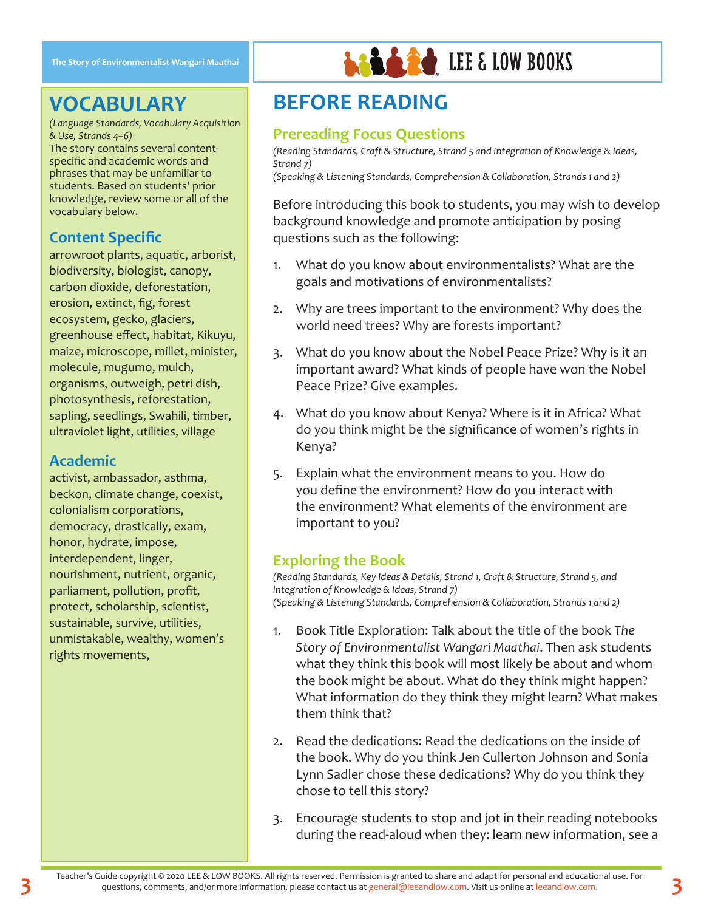## VOCABULARY

*(Language Standards, Vocabulary Acquisition & Use, Strands 4–6)*

The story contains several content-specific and academic words and phrases that may be unfamiliar to students. Based on students' prior knowledge, review some or all of the vocabulary below.

### Content Specific

arrowroot plants, aquatic, arborist, biodiversity, biologist, canopy, carbon dioxide, deforestation, erosion, extinct, fig, forest ecosystem, gecko, glaciers, greenhouse effect, habitat, Kikuyu, maize, microscope, millet, minister, molecule, mugumo, mulch, organisms, outweigh, petri dish, photosynthesis, reforestation, sapling, seedlings, Swahili, timber, ultraviolet light, utilities, village

### Academic

activist, ambassador, asthma, beckon, climate change, coexist, colonialism corporations, democracy, drastically, exam, honor, hydrate, impose, interdependent, linger, nourishment, nutrient, organic, parliament, pollution, profit, protect, scholarship, scientist, sustainable, survive, utilities, unmistakable, wealthy, women's rights movements,

## BEFORE READING

### Prereading Focus Questions

*(Reading Standards, Craft & Structure, Strand 5 and Integration of Knowledge & Ideas, Strand 7)*
*(Speaking & Listening Standards, Comprehension & Collaboration, Strands 1 and 2)*

Before introducing this book to students, you may wish to develop background knowledge and promote anticipation by posing questions such as the following:

1. What do you know about environmentalists? What are the goals and motivations of environmentalists?
2. Why are trees important to the environment? Why does the world need trees? Why are forests important?
3. What do you know about the Nobel Peace Prize? Why is it an important award? What kinds of people have won the Nobel Peace Prize? Give examples.
4. What do you know about Kenya? Where is it in Africa? What do you think might be the significance of women's rights in Kenya?
5. Explain what the environment means to you. How do you define the environment? How do you interact with the environment? What elements of the environment are important to you?

### Exploring the Book

*(Reading Standards, Key Ideas & Details, Strand 1, Craft & Structure, Strand 5, and Integration of Knowledge & Ideas, Strand 7)*
*(Speaking & Listening Standards, Comprehension & Collaboration, Strands 1 and 2)*

1. Book Title Exploration: Talk about the title of the book *The Story of Environmentalist Wangari Maathai*. Then ask students what they think this book will most likely be about and whom the book might be about. What do they think might happen? What information do they think they might learn? What makes them think that?
2. Read the dedications: Read the dedications on the inside of the book. Why do you think Jen Cullerton Johnson and Sonia Lynn Sadler chose these dedications? Why do you think they chose to tell this story?
3. Encourage students to stop and jot in their reading notebooks during the read-aloud when they: learn new information, see a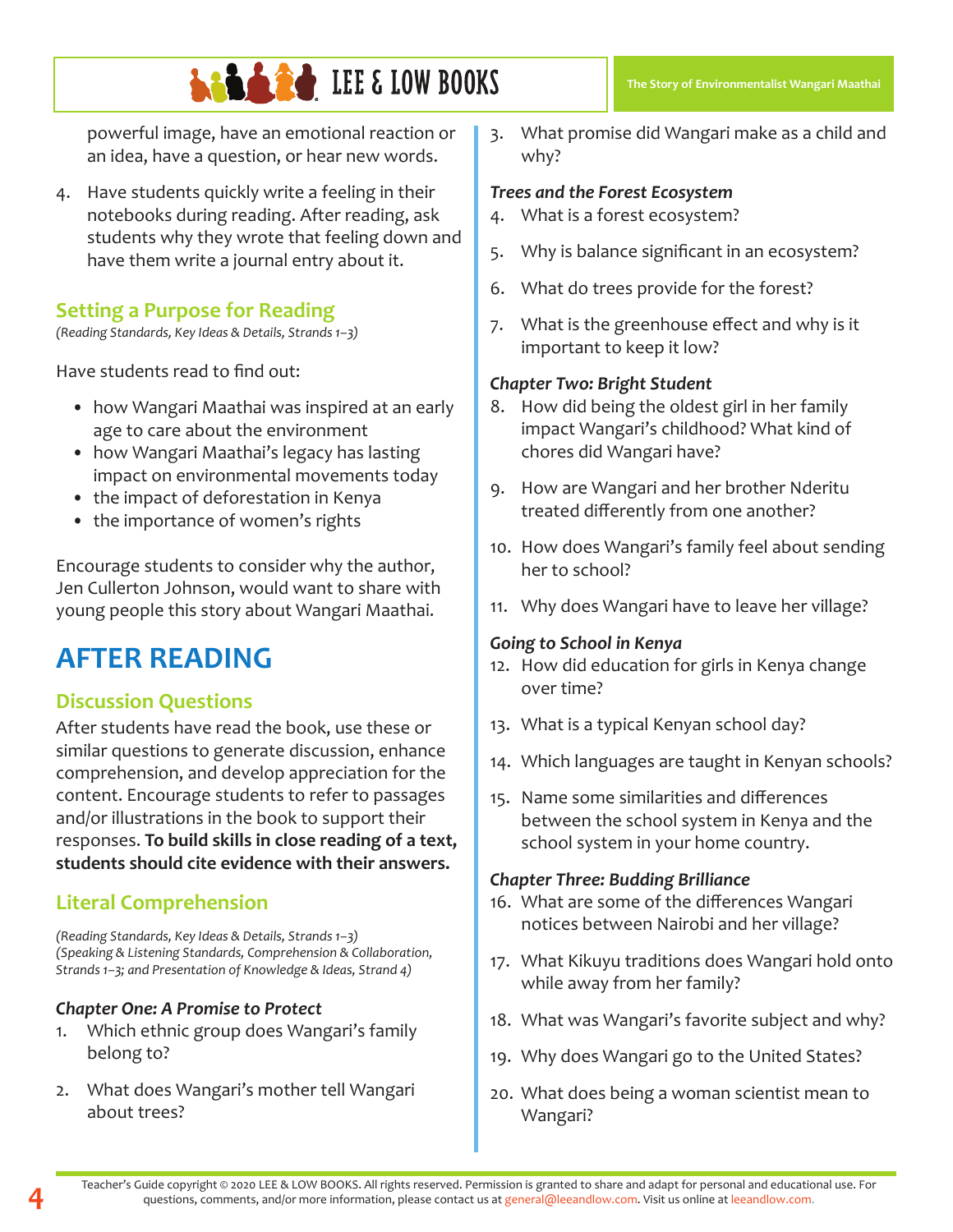powerful image, have an emotional reaction or an idea, have a question, or hear new words.

4. Have students quickly write a feeling in their notebooks during reading. After reading, ask students why they wrote that feeling down and have them write a journal entry about it.

## Setting a Purpose for Reading

*(Reading Standards, Key Ideas & Details, Strands 1–3)*

Have students read to find out:

- how Wangari Maathai was inspired at an early age to care about the environment
- how Wangari Maathai's legacy has lasting impact on environmental movements today
- the impact of deforestation in Kenya
- the importance of women's rights

Encourage students to consider why the author, Jen Cullerton Johnson, would want to share with young people this story about Wangari Maathai.

# AFTER READING

## Discussion Questions

After students have read the book, use these or similar questions to generate discussion, enhance comprehension, and develop appreciation for the content. Encourage students to refer to passages and/or illustrations in the book to support their responses. **To build skills in close reading of a text, students should cite evidence with their answers.**

## Literal Comprehension

*(Reading Standards, Key Ideas & Details, Strands 1–3)*
*(Speaking & Listening Standards, Comprehension & Collaboration, Strands 1–3; and Presentation of Knowledge & Ideas, Strand 4)*

### *Chapter One: A Promise to Protect*

1. Which ethnic group does Wangari's family belong to?
2. What does Wangari's mother tell Wangari about trees?
3. What promise did Wangari make as a child and why?

### *Trees and the Forest Ecosystem*

4. What is a forest ecosystem?
5. Why is balance significant in an ecosystem?
6. What do trees provide for the forest?
7. What is the greenhouse effect and why is it important to keep it low?

### *Chapter Two: Bright Student*

8. How did being the oldest girl in her family impact Wangari's childhood? What kind of chores did Wangari have?
9. How are Wangari and her brother Nderitu treated differently from one another?
10. How does Wangari's family feel about sending her to school?
11. Why does Wangari have to leave her village?

### *Going to School in Kenya*

12. How did education for girls in Kenya change over time?
13. What is a typical Kenyan school day?
14. Which languages are taught in Kenyan schools?
15. Name some similarities and differences between the school system in Kenya and the school system in your home country.

### *Chapter Three: Budding Brilliance*

16. What are some of the differences Wangari notices between Nairobi and her village?
17. What Kikuyu traditions does Wangari hold onto while away from her family?
18. What was Wangari's favorite subject and why?
19. Why does Wangari go to the United States?
20. What does being a woman scientist mean to Wangari?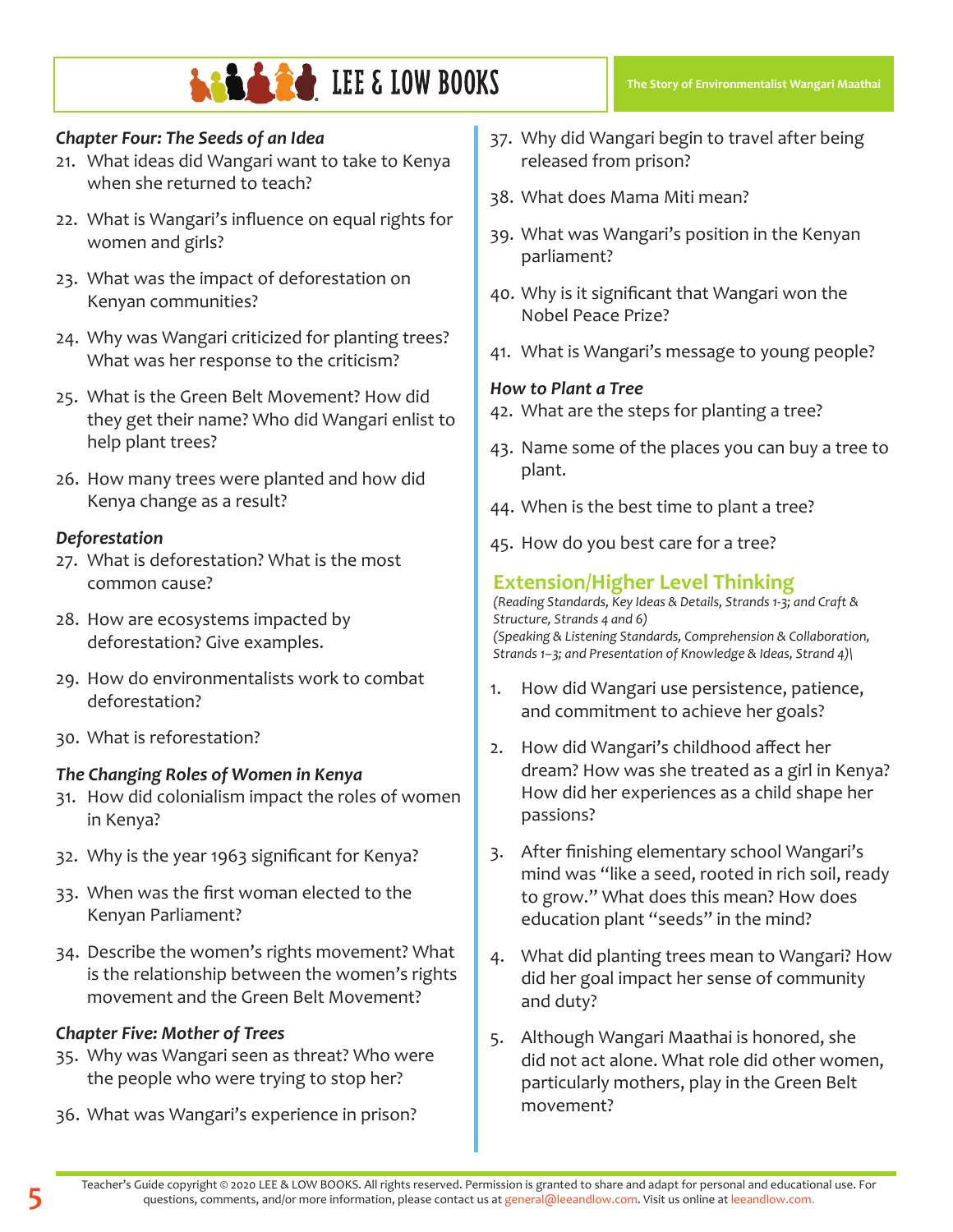### *Chapter Four: The Seeds of an Idea*

21. What ideas did Wangari want to take to Kenya when she returned to teach?
22. What is Wangari's influence on equal rights for women and girls?
23. What was the impact of deforestation on Kenyan communities?
24. Why was Wangari criticized for planting trees? What was her response to the criticism?
25. What is the Green Belt Movement? How did they get their name? Who did Wangari enlist to help plant trees?
26. How many trees were planted and how did Kenya change as a result?

### *Deforestation*

27. What is deforestation? What is the most common cause?
28. How are ecosystems impacted by deforestation? Give examples.
29. How do environmentalists work to combat deforestation?
30. What is reforestation?

### *The Changing Roles of Women in Kenya*

31. How did colonialism impact the roles of women in Kenya?
32. Why is the year 1963 significant for Kenya?
33. When was the first woman elected to the Kenyan Parliament?
34. Describe the women's rights movement? What is the relationship between the women's rights movement and the Green Belt Movement?

### *Chapter Five: Mother of Trees*

35. Why was Wangari seen as threat? Who were the people who were trying to stop her?
36. What was Wangari's experience in prison?
37. Why did Wangari begin to travel after being released from prison?
38. What does Mama Miti mean?
39. What was Wangari's position in the Kenyan parliament?
40. Why is it significant that Wangari won the Nobel Peace Prize?
41. What is Wangari's message to young people?

### *How to Plant a Tree*

42. What are the steps for planting a tree?
43. Name some of the places you can buy a tree to plant.
44. When is the best time to plant a tree?
45. How do you best care for a tree?

## Extension/Higher Level Thinking

*(Reading Standards, Key Ideas & Details, Strands 1-3; and Craft & Structure, Strands 4 and 6)*
*(Speaking & Listening Standards, Comprehension & Collaboration, Strands 1–3; and Presentation of Knowledge & Ideas, Strand 4)\*

1. How did Wangari use persistence, patience, and commitment to achieve her goals?
2. How did Wangari's childhood affect her dream? How was she treated as a girl in Kenya? How did her experiences as a child shape her passions?
3. After finishing elementary school Wangari's mind was "like a seed, rooted in rich soil, ready to grow." What does this mean? How does education plant "seeds" in the mind?
4. What did planting trees mean to Wangari? How did her goal impact her sense of community and duty?
5. Although Wangari Maathai is honored, she did not act alone. What role did other women, particularly mothers, play in the Green Belt movement?

Teacher's Guide copyright © 2020 LEE & LOW BOOKS. All rights reserved. Permission is granted to share and adapt for personal and educational use. For questions, comments, and/or more information, please contact us at general@leeandlow.com. Visit us online at leeandlow.com.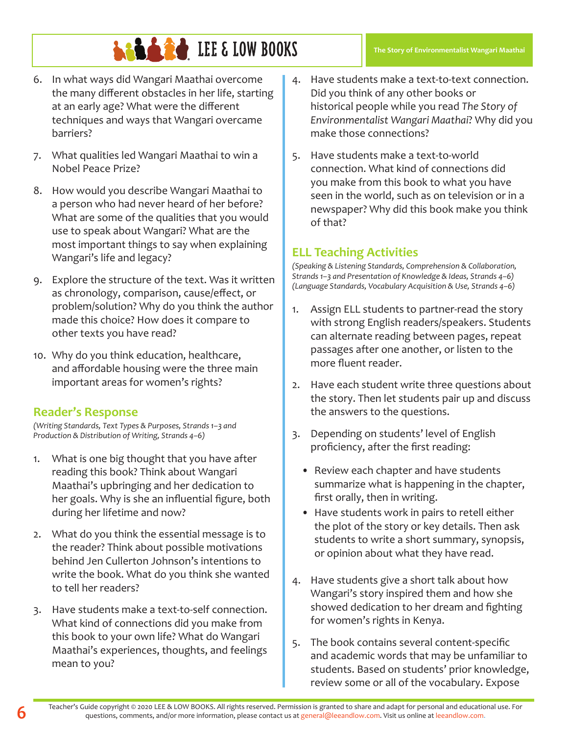6. In what ways did Wangari Maathai overcome the many different obstacles in her life, starting at an early age? What were the different techniques and ways that Wangari overcame barriers?

7. What qualities led Wangari Maathai to win a Nobel Peace Prize?

8. How would you describe Wangari Maathai to a person who had never heard of her before? What are some of the qualities that you would use to speak about Wangari? What are the most important things to say when explaining Wangari's life and legacy?

9. Explore the structure of the text. Was it written as chronology, comparison, cause/effect, or problem/solution? Why do you think the author made this choice? How does it compare to other texts you have read?

10. Why do you think education, healthcare, and affordable housing were the three main important areas for women's rights?

## Reader's Response

*(Writing Standards, Text Types & Purposes, Strands 1–3 and Production & Distribution of Writing, Strands 4–6)*

1. What is one big thought that you have after reading this book? Think about Wangari Maathai's upbringing and her dedication to her goals. Why is she an influential figure, both during her lifetime and now?

2. What do you think the essential message is to the reader? Think about possible motivations behind Jen Cullerton Johnson's intentions to write the book. What do you think she wanted to tell her readers?

3. Have students make a text-to-self connection. What kind of connections did you make from this book to your own life? What do Wangari Maathai's experiences, thoughts, and feelings mean to you?

4. Have students make a text-to-text connection. Did you think of any other books or historical people while you read *The Story of Environmentalist Wangari Maathai*? Why did you make those connections?

5. Have students make a text-to-world connection. What kind of connections did you make from this book to what you have seen in the world, such as on television or in a newspaper? Why did this book make you think of that?

## ELL Teaching Activities

*(Speaking & Listening Standards, Comprehension & Collaboration, Strands 1–3 and Presentation of Knowledge & Ideas, Strands 4–6) (Language Standards, Vocabulary Acquisition & Use, Strands 4–6)*

1. Assign ELL students to partner-read the story with strong English readers/speakers. Students can alternate reading between pages, repeat passages after one another, or listen to the more fluent reader.

2. Have each student write three questions about the story. Then let students pair up and discuss the answers to the questions.

3. Depending on students' level of English proficiency, after the first reading:
   - Review each chapter and have students summarize what is happening in the chapter, first orally, then in writing.
   - Have students work in pairs to retell either the plot of the story or key details. Then ask students to write a short summary, synopsis, or opinion about what they have read.

4. Have students give a short talk about how Wangari's story inspired them and how she showed dedication to her dream and fighting for women's rights in Kenya.

5. The book contains several content-specific and academic words that may be unfamiliar to students. Based on students' prior knowledge, review some or all of the vocabulary. Expose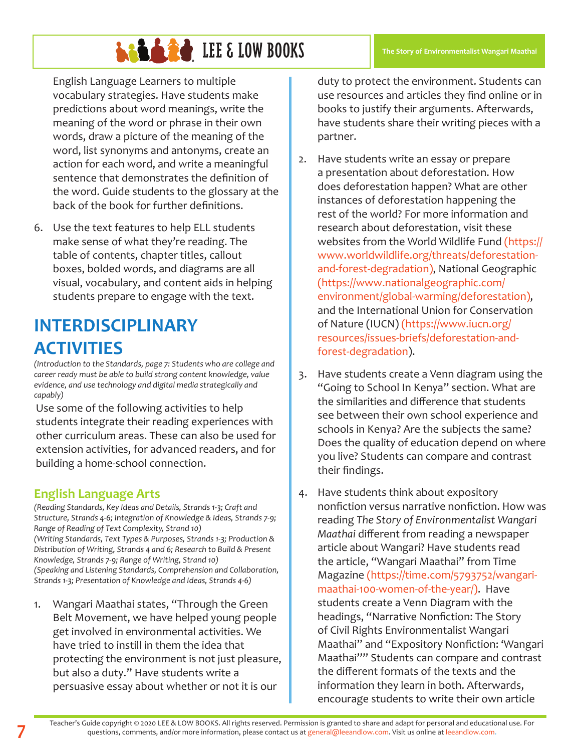English Language Learners to multiple vocabulary strategies. Have students make predictions about word meanings, write the meaning of the word or phrase in their own words, draw a picture of the meaning of the word, list synonyms and antonyms, create an action for each word, and write a meaningful sentence that demonstrates the definition of the word. Guide students to the glossary at the back of the book for further definitions.

6. Use the text features to help ELL students make sense of what they're reading. The table of contents, chapter titles, callout boxes, bolded words, and diagrams are all visual, vocabulary, and content aids in helping students prepare to engage with the text.

## INTERDISCIPLINARY ACTIVITIES

*(Introduction to the Standards, page 7: Students who are college and career ready must be able to build strong content knowledge, value evidence, and use technology and digital media strategically and capably)*

Use some of the following activities to help students integrate their reading experiences with other curriculum areas. These can also be used for extension activities, for advanced readers, and for building a home-school connection.

### English Language Arts

*(Reading Standards, Key Ideas and Details, Strands 1-3; Craft and Structure, Strands 4-6; Integration of Knowledge & Ideas, Strands 7-9; Range of Reading of Text Complexity, Strand 10)*
*(Writing Standards, Text Types & Purposes, Strands 1-3; Production & Distribution of Writing, Strands 4 and 6; Research to Build & Present Knowledge, Strands 7-9; Range of Writing, Strand 10)*
*(Speaking and Listening Standards, Comprehension and Collaboration, Strands 1-3; Presentation of Knowledge and Ideas, Strands 4-6)*

1. Wangari Maathai states, "Through the Green Belt Movement, we have helped young people get involved in environmental activities. We have tried to instill in them the idea that protecting the environment is not just pleasure, but also a duty." Have students write a persuasive essay about whether or not it is our duty to protect the environment. Students can use resources and articles they find online or in books to justify their arguments. Afterwards, have students share their writing pieces with a partner.

2. Have students write an essay or prepare a presentation about deforestation. How does deforestation happen? What are other instances of deforestation happening the rest of the world? For more information and research about deforestation, visit these websites from the World Wildlife Fund (https://www.worldwildlife.org/threats/deforestation-and-forest-degradation), National Geographic (https://www.nationalgeographic.com/environment/global-warming/deforestation), and the International Union for Conservation of Nature (IUCN) (https://www.iucn.org/resources/issues-briefs/deforestation-and-forest-degradation).

3. Have students create a Venn diagram using the "Going to School In Kenya" section. What are the similarities and difference that students see between their own school experience and schools in Kenya? Are the subjects the same? Does the quality of education depend on where you live? Students can compare and contrast their findings.

4. Have students think about expository nonfiction versus narrative nonfiction. How was reading *The Story of Environmentalist Wangari Maathai* different from reading a newspaper article about Wangari? Have students read the article, "Wangari Maathai" from Time Magazine (https://time.com/5793752/wangari-maathai-100-women-of-the-year/). Have students create a Venn Diagram with the headings, "Narrative Nonfiction: The Story of Civil Rights Environmentalist Wangari Maathai" and "Expository Nonfiction: 'Wangari Maathai'" Students can compare and contrast the different formats of the texts and the information they learn in both. Afterwards, encourage students to write their own article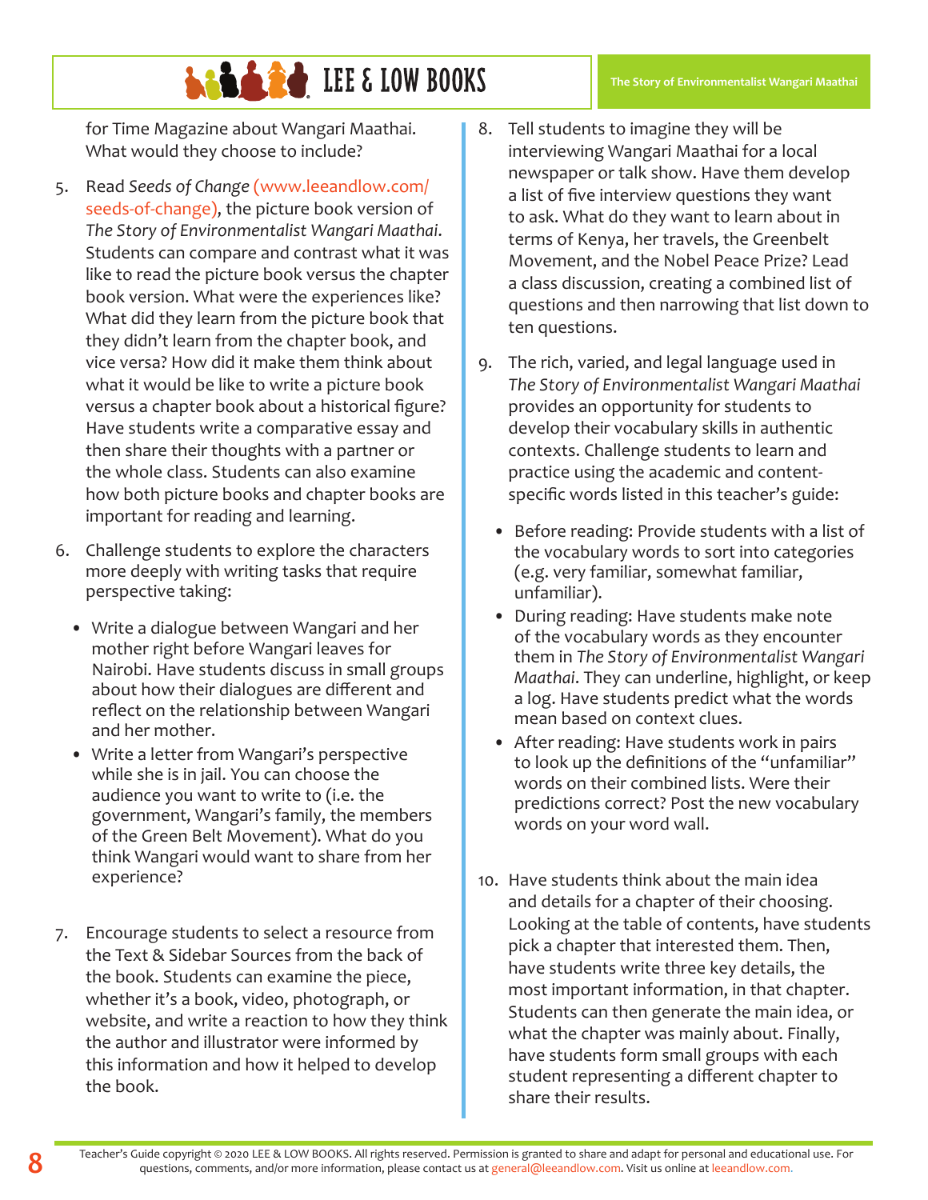for Time Magazine about Wangari Maathai. What would they choose to include?

5. Read *Seeds of Change* (www.leeandlow.com/seeds-of-change), the picture book version of *The Story of Environmentalist Wangari Maathai.* Students can compare and contrast what it was like to read the picture book versus the chapter book version. What were the experiences like? What did they learn from the picture book that they didn't learn from the chapter book, and vice versa? How did it make them think about what it would be like to write a picture book versus a chapter book about a historical figure? Have students write a comparative essay and then share their thoughts with a partner or the whole class. Students can also examine how both picture books and chapter books are important for reading and learning.

6. Challenge students to explore the characters more deeply with writing tasks that require perspective taking:

   - Write a dialogue between Wangari and her mother right before Wangari leaves for Nairobi. Have students discuss in small groups about how their dialogues are different and reflect on the relationship between Wangari and her mother.
   - Write a letter from Wangari's perspective while she is in jail. You can choose the audience you want to write to (i.e. the government, Wangari's family, the members of the Green Belt Movement). What do you think Wangari would want to share from her experience?

7. Encourage students to select a resource from the Text & Sidebar Sources from the back of the book. Students can examine the piece, whether it's a book, video, photograph, or website, and write a reaction to how they think the author and illustrator were informed by this information and how it helped to develop the book.

8. Tell students to imagine they will be interviewing Wangari Maathai for a local newspaper or talk show. Have them develop a list of five interview questions they want to ask. What do they want to learn about in terms of Kenya, her travels, the Greenbelt Movement, and the Nobel Peace Prize? Lead a class discussion, creating a combined list of questions and then narrowing that list down to ten questions.

9. The rich, varied, and legal language used in *The Story of Environmentalist Wangari Maathai* provides an opportunity for students to develop their vocabulary skills in authentic contexts. Challenge students to learn and practice using the academic and content-specific words listed in this teacher's guide:

   - Before reading: Provide students with a list of the vocabulary words to sort into categories (e.g. very familiar, somewhat familiar, unfamiliar).
   - During reading: Have students make note of the vocabulary words as they encounter them in *The Story of Environmentalist Wangari Maathai*. They can underline, highlight, or keep a log. Have students predict what the words mean based on context clues.
   - After reading: Have students work in pairs to look up the definitions of the "unfamiliar" words on their combined lists. Were their predictions correct? Post the new vocabulary words on your word wall.

10. Have students think about the main idea and details for a chapter of their choosing. Looking at the table of contents, have students pick a chapter that interested them. Then, have students write three key details, the most important information, in that chapter. Students can then generate the main idea, or what the chapter was mainly about. Finally, have students form small groups with each student representing a different chapter to share their results.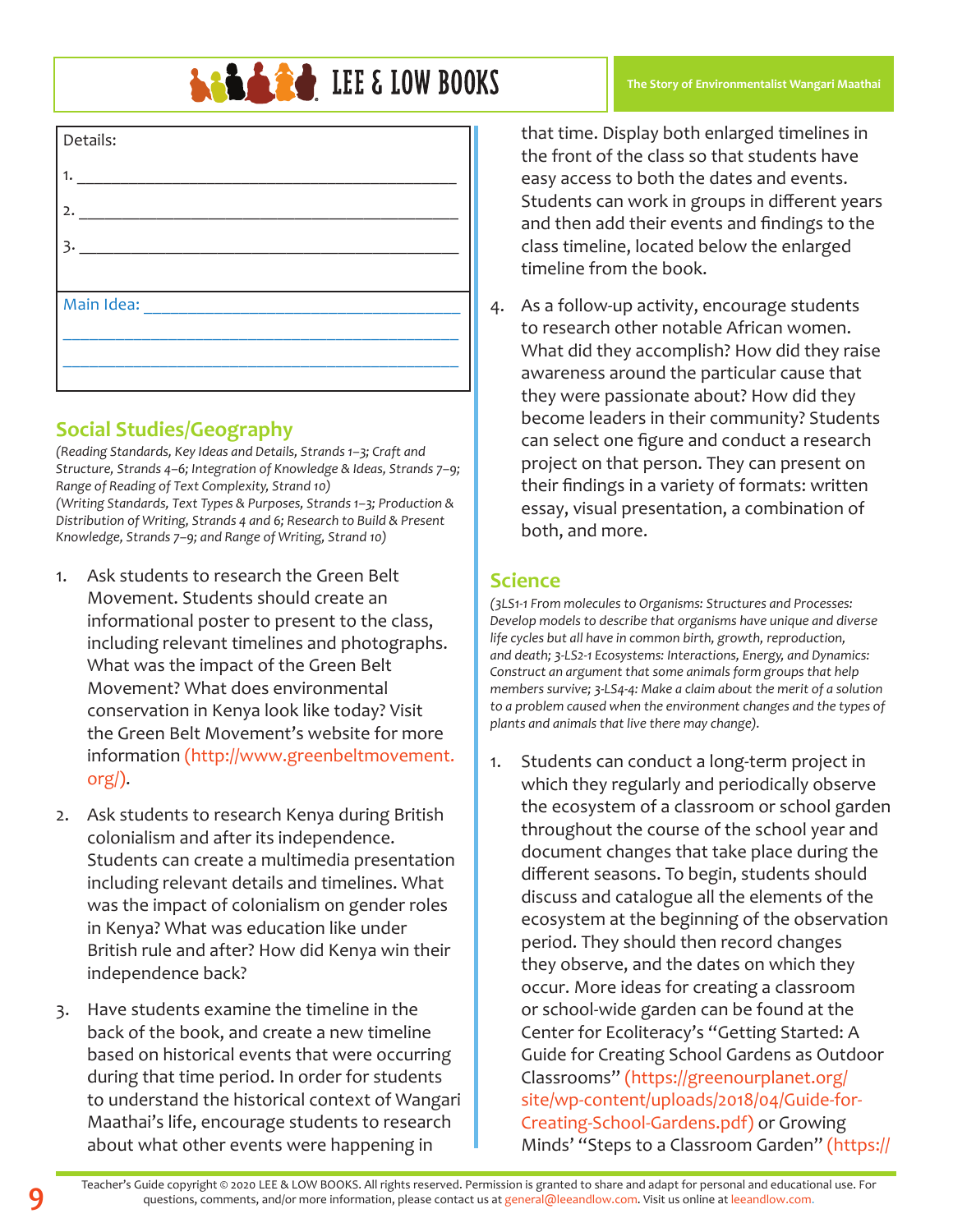| Details: |
| --- |
| 1. ___________________________________________ |
| 2. ___________________________________________ |
| 3. ___________________________________________ |
| Main Idea: ___________________________________ |
| _____________________________________________ |
| _____________________________________________ |

## Social Studies/Geography

*(Reading Standards, Key Ideas and Details, Strands 1–3; Craft and Structure, Strands 4–6; Integration of Knowledge & Ideas, Strands 7–9; Range of Reading of Text Complexity, Strand 10)*
*(Writing Standards, Text Types & Purposes, Strands 1–3; Production & Distribution of Writing, Strands 4 and 6; Research to Build & Present Knowledge, Strands 7–9; and Range of Writing, Strand 10)*

1. Ask students to research the Green Belt Movement. Students should create an informational poster to present to the class, including relevant timelines and photographs. What was the impact of the Green Belt Movement? What does environmental conservation in Kenya look like today? Visit the Green Belt Movement's website for more information (http://www.greenbeltmovement.org/).

2. Ask students to research Kenya during British colonialism and after its independence. Students can create a multimedia presentation including relevant details and timelines. What was the impact of colonialism on gender roles in Kenya? What was education like under British rule and after? How did Kenya win their independence back?

3. Have students examine the timeline in the back of the book, and create a new timeline based on historical events that were occurring during that time period. In order for students to understand the historical context of Wangari Maathai's life, encourage students to research about what other events were happening in that time. Display both enlarged timelines in the front of the class so that students have easy access to both the dates and events. Students can work in groups in different years and then add their events and findings to the class timeline, located below the enlarged timeline from the book.

4. As a follow-up activity, encourage students to research other notable African women. What did they accomplish? How did they raise awareness around the particular cause that they were passionate about? How did they become leaders in their community? Students can select one figure and conduct a research project on that person. They can present on their findings in a variety of formats: written essay, visual presentation, a combination of both, and more.

## Science

*(3LS1-1 From molecules to Organisms: Structures and Processes: Develop models to describe that organisms have unique and diverse life cycles but all have in common birth, growth, reproduction, and death; 3-LS2-1 Ecosystems: Interactions, Energy, and Dynamics: Construct an argument that some animals form groups that help members survive; 3-LS4-4: Make a claim about the merit of a solution to a problem caused when the environment changes and the types of plants and animals that live there may change).*

1. Students can conduct a long-term project in which they regularly and periodically observe the ecosystem of a classroom or school garden throughout the course of the school year and document changes that take place during the different seasons. To begin, students should discuss and catalogue all the elements of the ecosystem at the beginning of the observation period. They should then record changes they observe, and the dates on which they occur. More ideas for creating a classroom or school-wide garden can be found at the Center for Ecoliteracy's "Getting Started: A Guide for Creating School Gardens as Outdoor Classrooms" (https://greenourplanet.org/site/wp-content/uploads/2018/04/Guide-for-Creating-School-Gardens.pdf) or Growing Minds' "Steps to a Classroom Garden" (https://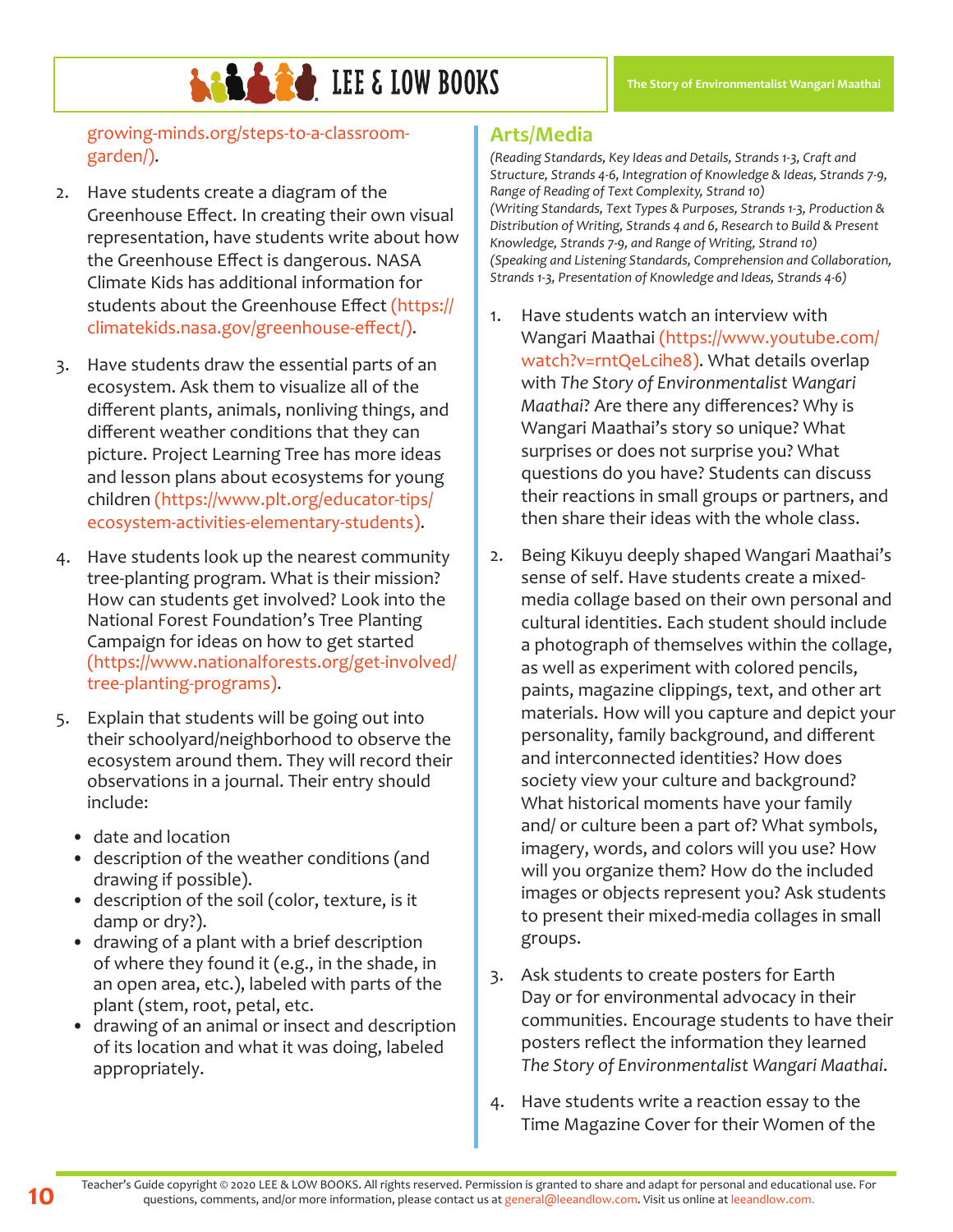growing-minds.org/steps-to-a-classroom-garden/).

2. Have students create a diagram of the Greenhouse Effect. In creating their own visual representation, have students write about how the Greenhouse Effect is dangerous. NASA Climate Kids has additional information for students about the Greenhouse Effect (https://climatekids.nasa.gov/greenhouse-effect/).

3. Have students draw the essential parts of an ecosystem. Ask them to visualize all of the different plants, animals, nonliving things, and different weather conditions that they can picture. Project Learning Tree has more ideas and lesson plans about ecosystems for young children (https://www.plt.org/educator-tips/ecosystem-activities-elementary-students).

4. Have students look up the nearest community tree-planting program. What is their mission? How can students get involved? Look into the National Forest Foundation's Tree Planting Campaign for ideas on how to get started (https://www.nationalforests.org/get-involved/tree-planting-programs).

5. Explain that students will be going out into their schoolyard/neighborhood to observe the ecosystem around them. They will record their observations in a journal. Their entry should include:
   - date and location
   - description of the weather conditions (and drawing if possible).
   - description of the soil (color, texture, is it damp or dry?).
   - drawing of a plant with a brief description of where they found it (e.g., in the shade, in an open area, etc.), labeled with parts of the plant (stem, root, petal, etc.
   - drawing of an animal or insect and description of its location and what it was doing, labeled appropriately.

## Arts/Media

*(Reading Standards, Key Ideas and Details, Strands 1-3, Craft and Structure, Strands 4-6, Integration of Knowledge & Ideas, Strands 7-9, Range of Reading of Text Complexity, Strand 10)*
*(Writing Standards, Text Types & Purposes, Strands 1-3, Production & Distribution of Writing, Strands 4 and 6, Research to Build & Present Knowledge, Strands 7-9, and Range of Writing, Strand 10)*
*(Speaking and Listening Standards, Comprehension and Collaboration, Strands 1-3, Presentation of Knowledge and Ideas, Strands 4-6)*

1. Have students watch an interview with Wangari Maathai (https://www.youtube.com/watch?v=rntQeLcihe8). What details overlap with *The Story of Environmentalist Wangari Maathai*? Are there any differences? Why is Wangari Maathai's story so unique? What surprises or does not surprise you? What questions do you have? Students can discuss their reactions in small groups or partners, and then share their ideas with the whole class.

2. Being Kikuyu deeply shaped Wangari Maathai's sense of self. Have students create a mixed-media collage based on their own personal and cultural identities. Each student should include a photograph of themselves within the collage, as well as experiment with colored pencils, paints, magazine clippings, text, and other art materials. How will you capture and depict your personality, family background, and different and interconnected identities? How does society view your culture and background? What historical moments have your family and/ or culture been a part of? What symbols, imagery, words, and colors will you use? How will you organize them? How do the included images or objects represent you? Ask students to present their mixed-media collages in small groups.

3. Ask students to create posters for Earth Day or for environmental advocacy in their communities. Encourage students to have their posters reflect the information they learned *The Story of Environmentalist Wangari Maathai*.

4. Have students write a reaction essay to the Time Magazine Cover for their Women of the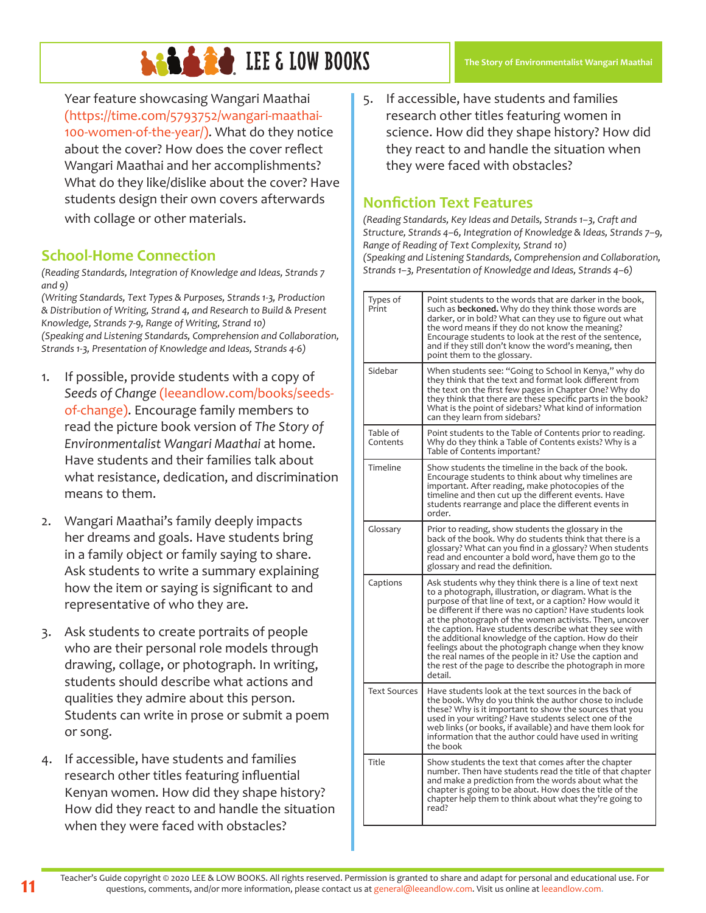Year feature showcasing Wangari Maathai (https://time.com/5793752/wangari-maathai-100-women-of-the-year/). What do they notice about the cover? How does the cover reflect Wangari Maathai and her accomplishments? What do they like/dislike about the cover? Have students design their own covers afterwards with collage or other materials.

## School-Home Connection

*(Reading Standards, Integration of Knowledge and Ideas, Strands 7 and 9)*
*(Writing Standards, Text Types & Purposes, Strands 1-3, Production & Distribution of Writing, Strand 4, and Research to Build & Present Knowledge, Strands 7-9, Range of Writing, Strand 10)*
*(Speaking and Listening Standards, Comprehension and Collaboration, Strands 1-3, Presentation of Knowledge and Ideas, Strands 4-6)*

1. If possible, provide students with a copy of *Seeds of Change* (leeandlow.com/books/seeds-of-change). Encourage family members to read the picture book version of *The Story of Environmentalist Wangari Maathai* at home. Have students and their families talk about what resistance, dedication, and discrimination means to them.

2. Wangari Maathai's family deeply impacts her dreams and goals. Have students bring in a family object or family saying to share. Ask students to write a summary explaining how the item or saying is significant to and representative of who they are.

3. Ask students to create portraits of people who are their personal role models through drawing, collage, or photograph. In writing, students should describe what actions and qualities they admire about this person. Students can write in prose or submit a poem or song.

4. If accessible, have students and families research other titles featuring influential Kenyan women. How did they shape history? How did they react to and handle the situation when they were faced with obstacles?

5. If accessible, have students and families research other titles featuring women in science. How did they shape history? How did they react to and handle the situation when they were faced with obstacles?

## Nonfiction Text Features

*(Reading Standards, Key Ideas and Details, Strands 1–3, Craft and Structure, Strands 4–6, Integration of Knowledge & Ideas, Strands 7–9, Range of Reading of Text Complexity, Strand 10)*
*(Speaking and Listening Standards, Comprehension and Collaboration, Strands 1–3, Presentation of Knowledge and Ideas, Strands 4–6)*

| | |
|---|---|
| Types of Print | Point students to the words that are darker in the book, such as **beckoned.** Why do they think those words are darker, or in bold? What can they use to figure out what the word means if they do not know the meaning? Encourage students to look at the rest of the sentence, and if they still don't know the word's meaning, then point them to the glossary. |
| Sidebar | When students see: "Going to School in Kenya," why do they think that the text and format look different from the text on the first few pages in Chapter One? Why do they think that there are these specific parts in the book? What is the point of sidebars? What kind of information can they learn from sidebars? |
| Table of Contents | Point students to the Table of Contents prior to reading. Why do they think a Table of Contents exists? Why is a Table of Contents important? |
| Timeline | Show students the timeline in the back of the book. Encourage students to think about why timelines are important. After reading, make photocopies of the timeline and then cut up the different events. Have students rearrange and place the different events in order. |
| Glossary | Prior to reading, show students the glossary in the back of the book. Why do students think that there is a glossary? What can you find in a glossary? When students read and encounter a bold word, have them go to the glossary and read the definition. |
| Captions | Ask students why they think there is a line of text next to a photograph, illustration, or diagram. What is the purpose of that line of text, or a caption? How would it be different if there was no caption? Have students look at the photograph of the women activists. Then, uncover the caption. Have students describe what they see with the additional knowledge of the caption. How do their feelings about the photograph change when they know the real names of the people in it? Use the caption and the rest of the page to describe the photograph in more detail. |
| Text Sources | Have students look at the text sources in the back of the book. Why do you think the author chose to include these? Why is it important to show the sources that you used in your writing? Have students select one of the web links (or books, if available) and have them look for information that the author could have used in writing the book |
| Title | Show students the text that comes after the chapter number. Then have students read the title of that chapter and make a prediction from the words about what the chapter is going to be about. How does the title of the chapter help them to think about what they're going to read? |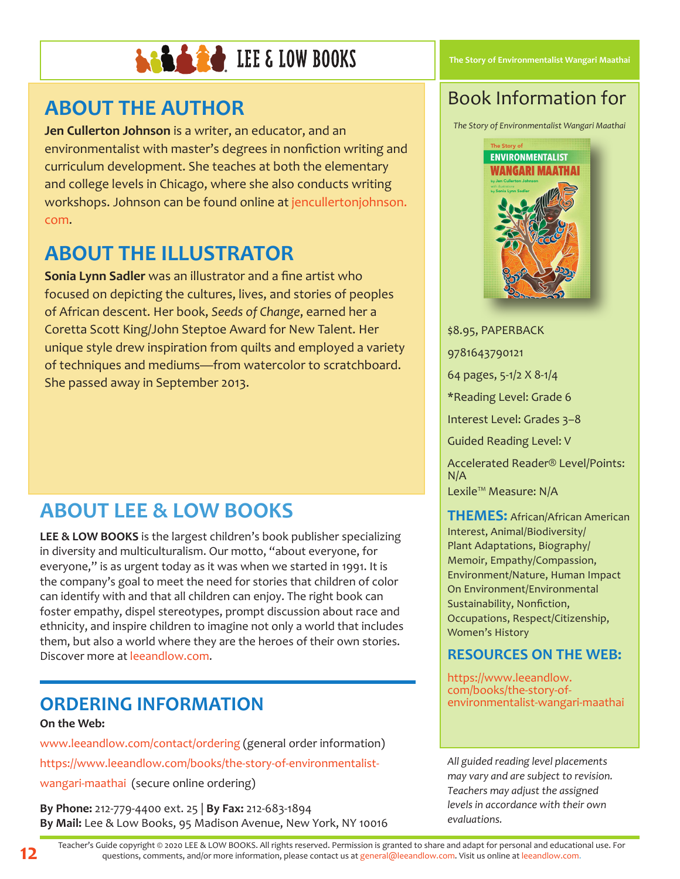## ABOUT THE AUTHOR

**Jen Cullerton Johnson** is a writer, an educator, and an environmentalist with master's degrees in nonfiction writing and curriculum development. She teaches at both the elementary and college levels in Chicago, where she also conducts writing workshops. Johnson can be found online at jencullertonjohnson.com.

## ABOUT THE ILLUSTRATOR

**Sonia Lynn Sadler** was an illustrator and a fine artist who focused on depicting the cultures, lives, and stories of peoples of African descent. Her book, *Seeds of Change*, earned her a Coretta Scott King/John Steptoe Award for New Talent. Her unique style drew inspiration from quilts and employed a variety of techniques and mediums—from watercolor to scratchboard. She passed away in September 2013.

## ABOUT LEE & LOW BOOKS

**LEE & LOW BOOKS** is the largest children's book publisher specializing in diversity and multiculturalism. Our motto, "about everyone, for everyone," is as urgent today as it was when we started in 1991. It is the company's goal to meet the need for stories that children of color can identify with and that all children can enjoy. The right book can foster empathy, dispel stereotypes, prompt discussion about race and ethnicity, and inspire children to imagine not only a world that includes them, but also a world where they are the heroes of their own stories. Discover more at leeandlow.com.

## ORDERING INFORMATION

**On the Web:**

www.leeandlow.com/contact/ordering (general order information)

https://www.leeandlow.com/books/the-story-of-environmentalist-wangari-maathai (secure online ordering)

**By Phone:** 212-779-4400 ext. 25 | **By Fax:** 212-683-1894
**By Mail:** Lee & Low Books, 95 Madison Avenue, New York, NY 10016

## Book Information for

*The Story of Environmentalist Wangari Maathai*

$8.95, PAPERBACK

9781643790121

64 pages, 5-1/2 X 8-1/4

*Reading Level: Grade 6

Interest Level: Grades 3–8

Guided Reading Level: V

Accelerated Reader® Level/Points: N/A

Lexile™ Measure: N/A

**THEMES:** African/African American Interest, Animal/Biodiversity/Plant Adaptations, Biography/Memoir, Empathy/Compassion, Environment/Nature, Human Impact On Environment/Environmental Sustainability, Nonfiction, Occupations, Respect/Citizenship, Women's History

**RESOURCES ON THE WEB:**

https://www.leeandlow.com/books/the-story-of-environmentalist-wangari-maathai

*All guided reading level placements may vary and are subject to revision. Teachers may adjust the assigned levels in accordance with their own evaluations.*

Teacher's Guide copyright © 2020 LEE & LOW BOOKS. All rights reserved. Permission is granted to share and adapt for personal and educational use. For questions, comments, and/or more information, please contact us at general@leeandlow.com. Visit us online at leeandlow.com.